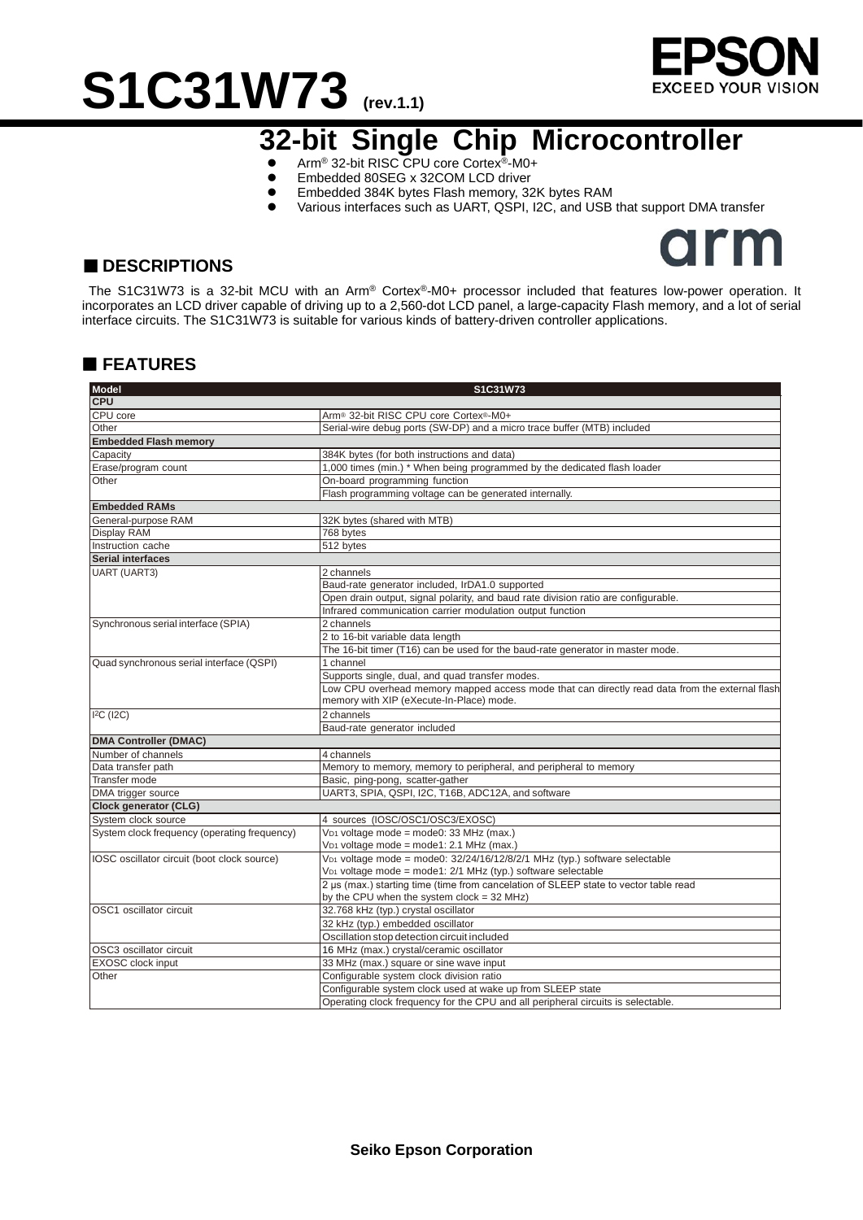# S1C31W73 (rev.1.1)

## 32-bit Single Chip Microcontroller

- Arm® 32-bit RISC CPU core Cortex®-M0+
- Embedded 80SEG x 32COM LCD driver
- Embedded 384K bytes Flash memory, 32K bytes RAM
- Various interfaces such as UART, QSPI, I2C, and USB that support DMA transfer

## ■ DESCRIPTIONS

The S1C31W73 is a 32-bit MCU with an Arm® Cortex®-M0+ processor included that features low-power operation. It incorporates an LCD driver capable of driving up to a 2,560-dot LCD panel, a large-capacity Flash memory, and a lot of serial interface circuits. The S1C31W73 is suitable for various kinds of battery-driven controller applications.

## ■ FEATURES

| Model | S1C31W73 |
|---|---|
| **CPU** | |
| CPU core | Arm® 32-bit RISC CPU core Cortex®-M0+ |
| Other | Serial-wire debug ports (SW-DP) and a micro trace buffer (MTB) included |
| **Embedded Flash memory** | |
| Capacity | 384K bytes (for both instructions and data) |
| Erase/program count | 1,000 times (min.) * When being programmed by the dedicated flash loader |
| Other | On-board programming function |
| | Flash programming voltage can be generated internally. |
| **Embedded RAMs** | |
| General-purpose RAM | 32K bytes (shared with MTB) |
| Display RAM | 768 bytes |
| Instruction cache | 512 bytes |
| **Serial interfaces** | |
| UART (UART3) | 2 channels |
| | Baud-rate generator included, IrDA1.0 supported |
| | Open drain output, signal polarity, and baud rate division ratio are configurable. |
| | Infrared communication carrier modulation output function |
| Synchronous serial interface (SPIA) | 2 channels |
| | 2 to 16-bit variable data length |
| | The 16-bit timer (T16) can be used for the baud-rate generator in master mode. |
| Quad synchronous serial interface (QSPI) | 1 channel |
| | Supports single, dual, and quad transfer modes. |
| | Low CPU overhead memory mapped access mode that can directly read data from the external flash memory with XIP (eXecute-In-Place) mode. |
| I²C (I2C) | 2 channels |
| | Baud-rate generator included |
| **DMA Controller (DMAC)** | |
| Number of channels | 4 channels |
| Data transfer path | Memory to memory, memory to peripheral, and peripheral to memory |
| Transfer mode | Basic, ping-pong, scatter-gather |
| DMA trigger source | UART3, SPIA, QSPI, I2C, T16B, ADC12A, and software |
| **Clock generator (CLG)** | |
| System clock source | 4 sources (IOSC/OSC1/OSC3/EXOSC) |
| System clock frequency (operating frequency) | $V_{D1}$ voltage mode = mode0: 33 MHz (max.)<br>$V_{D1}$ voltage mode = mode1: 2.1 MHz (max.) |
| IOSC oscillator circuit (boot clock source) | $V_{D1}$ voltage mode = mode0: 32/24/16/12/8/2/1 MHz (typ.) software selectable<br>$V_{D1}$ voltage mode = mode1: 2/1 MHz (typ.) software selectable |
| | 2 µs (max.) starting time (time from cancelation of SLEEP state to vector table read by the CPU when the system clock = 32 MHz) |
| OSC1 oscillator circuit | 32.768 kHz (typ.) crystal oscillator |
| | 32 kHz (typ.) embedded oscillator |
| | Oscillation stop detection circuit included |
| OSC3 oscillator circuit | 16 MHz (max.) crystal/ceramic oscillator |
| EXOSC clock input | 33 MHz (max.) square or sine wave input |
| Other | Configurable system clock division ratio |
| | Configurable system clock used at wake up from SLEEP state |
| | Operating clock frequency for the CPU and all peripheral circuits is selectable. |

Seiko Epson Corporation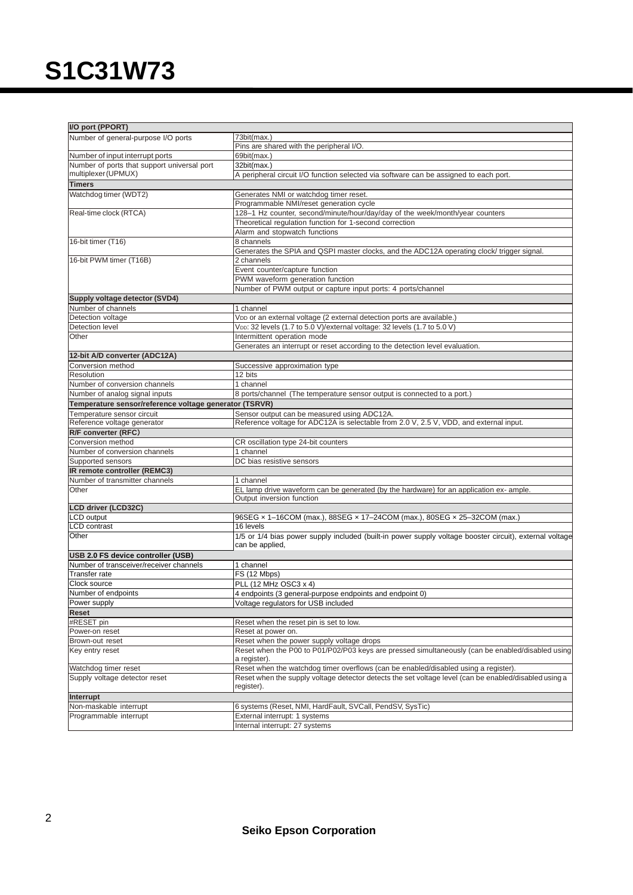# S1C31W73

| I/O port (PPORT) | |
|---|---|
| Number of general-purpose I/O ports | 73bit(max.) |
| | Pins are shared with the peripheral I/O. |
| Number of input interrupt ports | 69bit(max.) |
| Number of ports that support universal port multiplexer (UPMUX) | 32bit(max.) |
| | A peripheral circuit I/O function selected via software can be assigned to each port. |
| **Timers** | |
| Watchdog timer (WDT2) | Generates NMI or watchdog timer reset. |
| | Programmable NMI/reset generation cycle |
| Real-time clock (RTCA) | 128–1 Hz counter, second/minute/hour/day/day of the week/month/year counters |
| | Theoretical regulation function for 1-second correction |
| | Alarm and stopwatch functions |
| 16-bit timer (T16) | 8 channels |
| | Generates the SPIA and QSPI master clocks, and the ADC12A operating clock/ trigger signal. |
| 16-bit PWM timer (T16B) | 2 channels |
| | Event counter/capture function |
| | PWM waveform generation function |
| | Number of PWM output or capture input ports: 4 ports/channel |
| **Supply voltage detector (SVD4)** | |
| Number of channels | 1 channel |
| Detection voltage | $V_{DD}$ or an external voltage (2 external detection ports are available.) |
| Detection level | $V_{DD}$: 32 levels (1.7 to 5.0 V)/external voltage: 32 levels (1.7 to 5.0 V) |
| Other | Intermittent operation mode |
| | Generates an interrupt or reset according to the detection level evaluation. |
| **12-bit A/D converter (ADC12A)** | |
| Conversion method | Successive approximation type |
| Resolution | 12 bits |
| Number of conversion channels | 1 channel |
| Number of analog signal inputs | 8 ports/channel (The temperature sensor output is connected to a port.) |
| **Temperature sensor/reference voltage generator (TSRVR)** | |
| Temperature sensor circuit | Sensor output can be measured using ADC12A. |
| Reference voltage generator | Reference voltage for ADC12A is selectable from 2.0 V, 2.5 V, VDD, and external input. |
| **R/F converter (RFC)** | |
| Conversion method | CR oscillation type 24-bit counters |
| Number of conversion channels | 1 channel |
| Supported sensors | DC bias resistive sensors |
| **IR remote controller (REMC3)** | |
| Number of transmitter channels | 1 channel |
| Other | EL lamp drive waveform can be generated (by the hardware) for an application ex- ample. |
| | Output inversion function |
| **LCD driver (LCD32C)** | |
| LCD output | 96SEG × 1–16COM (max.), 88SEG × 17–24COM (max.), 80SEG × 25–32COM (max.) |
| LCD contrast | 16 levels |
| Other | 1/5 or 1/4 bias power supply included (built-in power supply voltage booster circuit), external voltage can be applied, |
| **USB 2.0 FS device controller (USB)** | |
| Number of transceiver/receiver channels | 1 channel |
| Transfer rate | FS (12 Mbps) |
| Clock source | PLL (12 MHz OSC3 x 4) |
| Number of endpoints | 4 endpoints (3 general-purpose endpoints and endpoint 0) |
| Power supply | Voltage regulators for USB included |
| **Reset** | |
| #RESET pin | Reset when the reset pin is set to low. |
| Power-on reset | Reset at power on. |
| Brown-out reset | Reset when the power supply voltage drops |
| Key entry reset | Reset when the P00 to P01/P02/P03 keys are pressed simultaneously (can be enabled/disabled using a register). |
| Watchdog timer reset | Reset when the watchdog timer overflows (can be enabled/disabled using a register). |
| Supply voltage detector reset | Reset when the supply voltage detector detects the set voltage level (can be enabled/disabled using a register). |
| **Interrupt** | |
| Non-maskable interrupt | 6 systems (Reset, NMI, HardFault, SVCall, PendSV, SysTic) |
| Programmable interrupt | External interrupt: 1 systems |
| | Internal interrupt: 27 systems |

**Seiko Epson Corporation**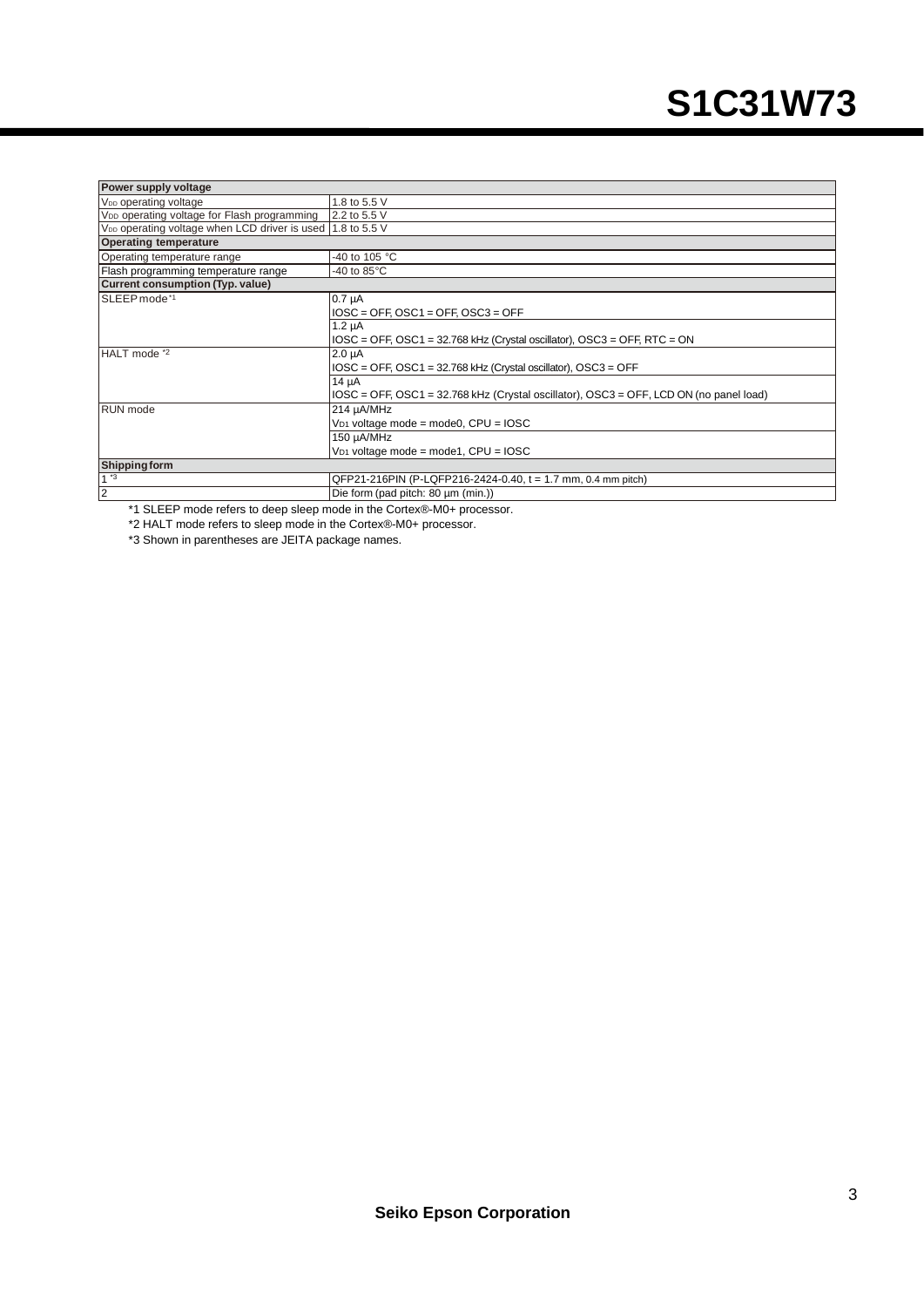| Power supply voltage | |
|---|---|
| $V_{DD}$ operating voltage | 1.8 to 5.5 V |
| $V_{DD}$ operating voltage for Flash programming | 2.2 to 5.5 V |
| $V_{DD}$ operating voltage when LCD driver is used | 1.8 to 5.5 V |
| **Operating temperature** | |
| Operating temperature range | -40 to 105 °C |
| Flash programming temperature range | -40 to 85°C |
| **Current consumption (Typ. value)** | |
| SLEEP mode *1 | 0.7 µA<br>IOSC = OFF, OSC1 = OFF, OSC3 = OFF |
| | 1.2 µA<br>IOSC = OFF, OSC1 = 32.768 kHz (Crystal oscillator), OSC3 = OFF, RTC = ON |
| HALT mode *2 | 2.0 µA<br>IOSC = OFF, OSC1 = 32.768 kHz (Crystal oscillator), OSC3 = OFF |
| | 14 µA<br>IOSC = OFF, OSC1 = 32.768 kHz (Crystal oscillator), OSC3 = OFF, LCD ON (no panel load) |
| RUN mode | 214 µA/MHz<br>$V_{D1}$ voltage mode = mode0, CPU = IOSC |
| | 150 µA/MHz<br>$V_{D1}$ voltage mode = mode1, CPU = IOSC |
| **Shipping form** | |
| 1 *3 | QFP21-216PIN (P-LQFP216-2424-0.40, t = 1.7 mm, 0.4 mm pitch) |
| 2 | Die form (pad pitch: 80 µm (min.)) |

*1 SLEEP mode refers to deep sleep mode in the Cortex®-M0+ processor.

*2 HALT mode refers to sleep mode in the Cortex®-M0+ processor.

*3 Shown in parentheses are JEITA package names.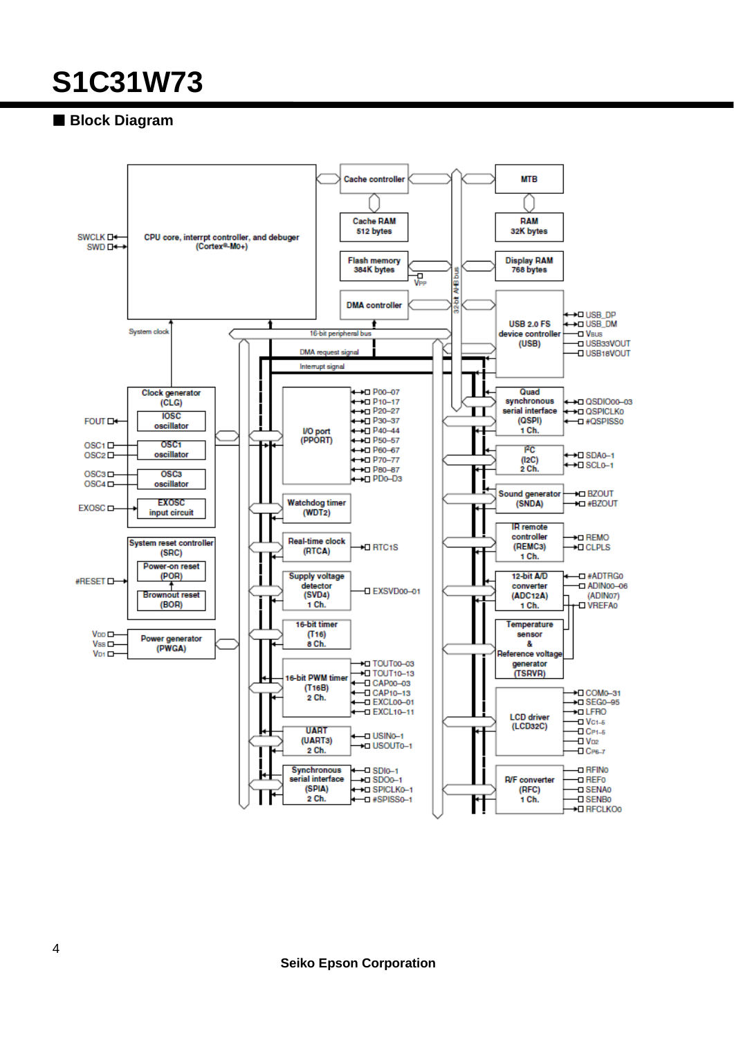## ■ Block Diagram

SWCLK
SWD

CPU core, interrpt controller, and debuger
(Cortex®-M0+)

Cache controller

Cache RAM
512 bytes

Flash memory
384K bytes

$V_{PP}$

DMA controller

MTB

RAM
32K bytes

Display RAM
768 bytes

32-bit AHB bus

USB 2.0 FS
device controller
(USB)

USB_DP
USB_DM
$V_{BUS}$
USB33VOUT
USB18VOUT

System clock

16-bit peripheral bus

DMA request signal

Interrupt signal

Clock generator
(CLG)

FOUT

IOSC
oscillator

OSC1
OSC2

OSC1
oscillator

OSC3
OSC4

OSC3
oscillator

EXOSC

EXOSC
input circuit

I/O port
(PPORT)

P00–07
P10–17
P20–27
P30–37
P40–44
P50–57
P60–67
P70–77
P80–87
PD0–D3

Watchdog timer
(WDT2)

System reset controller
(SRC)

Power-on reset
(POR)

#RESET

Brownout reset
(BOR)

Real-time clock
(RTCA)

RTC1S

Supply voltage
detector
(SVD4)
1 Ch.

EXSVD00–01

$V_{DD}$
$V_{SS}$
$V_{D1}$

Power generator
(PWGA)

16-bit timer
(T16)
8 Ch.

16-bit PWM timer
(T16B)
2 Ch.

TOUT00–03
TOUT10–13
CAP00–03
CAP10–13
EXCL00–01
EXCL10–11

UART
(UART3)
2 Ch.

USIN0–1
USOUT0–1

Synchronous
serial interface
(SPIA)
2 Ch.

SDI0–1
SDO0–1
SPICLK0–1
#SPISS0–1

Quad
synchronous
serial interface
(QSPI)
1 Ch.

QSDIO00–03
QSPICLK0
#QSPISS0

I²C
(I2C)
2 Ch.

SDA0–1
SCL0–1

Sound generator
(SNDA)

BZOUT
#BZOUT

IR remote
controller
(REMC3)
1 Ch.

REMO
CLPLS

12-bit A/D
converter
(ADC12A)
1 Ch.

#ADTRG0
ADIN00–06
(ADIN07)
VREFA0

Temperature
sensor
&
Reference voltage
generator
(TSRVR)

LCD driver
(LCD32C)

COM0–31
SEG0–95
LFRO
$V_{C1-5}$
$C_{P1-5}$
$V_{D2}$
$C_{P6-7}$

R/F converter
(RFC)
1 Ch.

RFIN0
REF0
SENA0
SENB0
RFCLKO0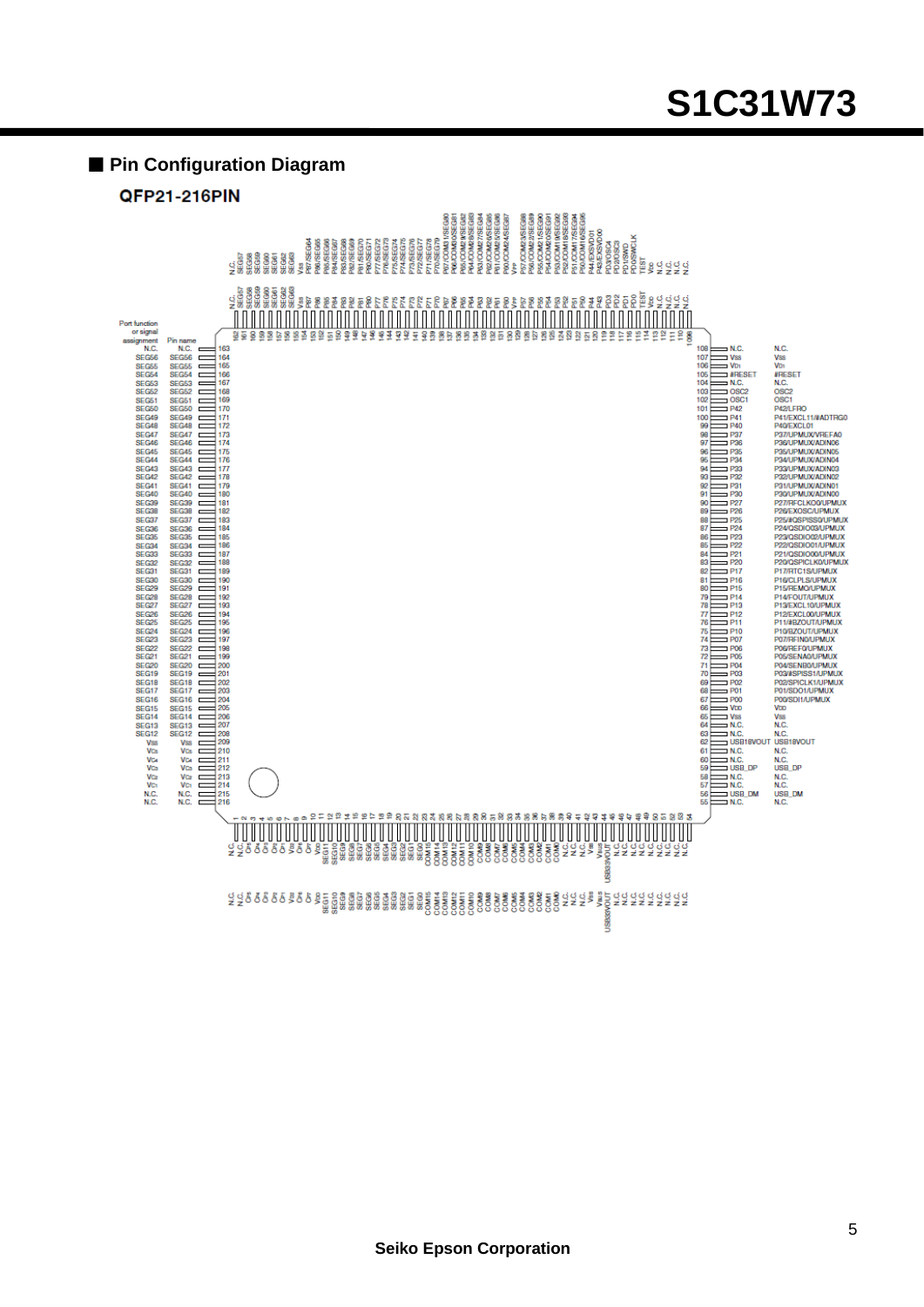## ■ Pin Configuration Diagram

### QFP21-216PIN

| Port function or signal assignment | Pin name | No. |
|---|---|---|
| N.C. | N.C. | 163 |
| SEG56 | SEG56 | 164 |
| SEG55 | SEG55 | 165 |
| SEG54 | SEG54 | 166 |
| SEG53 | SEG53 | 167 |
| SEG52 | SEG52 | 168 |
| SEG51 | SEG51 | 169 |
| SEG50 | SEG50 | 170 |
| SEG49 | SEG49 | 171 |
| SEG48 | SEG48 | 172 |
| SEG47 | SEG47 | 173 |
| SEG46 | SEG46 | 174 |
| SEG45 | SEG45 | 175 |
| SEG44 | SEG44 | 176 |
| SEG43 | SEG43 | 177 |
| SEG42 | SEG42 | 178 |
| SEG41 | SEG41 | 179 |
| SEG40 | SEG40 | 180 |
| SEG39 | SEG39 | 181 |
| SEG38 | SEG38 | 182 |
| SEG37 | SEG37 | 183 |
| SEG36 | SEG36 | 184 |
| SEG35 | SEG35 | 185 |
| SEG34 | SEG34 | 186 |
| SEG33 | SEG33 | 187 |
| SEG32 | SEG32 | 188 |
| SEG31 | SEG31 | 189 |
| SEG30 | SEG30 | 190 |
| SEG29 | SEG29 | 191 |
| SEG28 | SEG28 | 192 |
| SEG27 | SEG27 | 193 |
| SEG26 | SEG26 | 194 |
| SEG25 | SEG25 | 195 |
| SEG24 | SEG24 | 196 |
| SEG23 | SEG23 | 197 |
| SEG22 | SEG22 | 198 |
| SEG21 | SEG21 | 199 |
| SEG20 | SEG20 | 200 |
| SEG19 | SEG19 | 201 |
| SEG18 | SEG18 | 202 |
| SEG17 | SEG17 | 203 |
| SEG16 | SEG16 | 204 |
| SEG15 | SEG15 | 205 |
| SEG14 | SEG14 | 206 |
| SEG13 | SEG13 | 207 |
| SEG12 | SEG12 | 208 |
| VSS | VSS | 209 |
| VC5 | VC5 | 210 |
| VC4 | VC4 | 211 |
| VC3 | VC3 | 212 |
| VC2 | VC2 | 213 |
| VC1 | VC1 | 214 |
| N.C. | N.C. | 215 |
| N.C. | N.C. | 216 |

| No. | Pin name | Port function or signal assignment |
|---|---|---|
| 108 | N.C. | N.C. |
| 107 | VSS | VSS |
| 106 | VD1 | VD1 |
| 105 | #RESET | #RESET |
| 104 | N.C. | N.C. |
| 103 | OSC2 | OSC2 |
| 102 | OSC1 | OSC1 |
| 101 | P42 | P42/LFRO |
| 100 | P41 | P41/EXCL11/#ADTRG0 |
| 99 | P40 | P40/EXCL01 |
| 98 | P37 | P37/UPMUX/VREFA0 |
| 97 | P36 | P36/UPMUX/ADIN06 |
| 96 | P35 | P35/UPMUX/ADIN05 |
| 95 | P34 | P34/UPMUX/ADIN04 |
| 94 | P33 | P33/UPMUX/ADIN03 |
| 93 | P32 | P32/UPMUX/ADIN02 |
| 92 | P31 | P31/UPMUX/ADIN01 |
| 91 | P30 | P30/UPMUX/ADIN00 |
| 90 | P27 | P27/RFCLKO0/UPMUX |
| 89 | P26 | P26/EXOSC/UPMUX |
| 88 | P25 | P25/#QSPISS0/UPMUX |
| 87 | P24 | P24/QSDIO03/UPMUX |
| 86 | P23 | P23/QSDIO02/UPMUX |
| 85 | P22 | P22/QSDIO01/UPMUX |
| 84 | P21 | P21/QSDIO00/UPMUX |
| 83 | P20 | P20/QSPICLK0/UPMUX |
| 82 | P17 | P17/RTC1S/UPMUX |
| 81 | P16 | P16/CLPLS/UPMUX |
| 80 | P15 | P15/REMO/UPMUX |
| 79 | P14 | P14/FOUT/UPMUX |
| 78 | P13 | P13/EXCL10/UPMUX |
| 77 | P12 | P12/EXCL00/UPMUX |
| 76 | P11 | P11/#BZOUT/UPMUX |
| 75 | P10 | P10/BZOUT/UPMUX |
| 74 | P07 | P07/RFIN0/UPMUX |
| 73 | P06 | P06/REF0/UPMUX |
| 72 | P05 | P05/SENA0/UPMUX |
| 71 | P04 | P04/SENB0/UPMUX |
| 70 | P03 | P03/#SPISS1/UPMUX |
| 69 | P02 | P02/SPICLK1/UPMUX |
| 68 | P01 | P01/SDO1/UPMUX |
| 67 | P00 | P00/SDI1/UPMUX |
| 66 | VDD | VDD |
| 65 | VSS | VSS |
| 64 | N.C. | N.C. |
| 63 | N.C. | N.C. |
| 62 | USB18VOUT | USB18VOUT |
| 61 | N.C. | N.C. |
| 60 | N.C. | N.C. |
| 59 | USB_DP | USB_DP |
| 58 | N.C. | N.C. |
| 57 | N.C. | N.C. |
| 56 | USB_DM | USB_DM |
| 55 | N.C. | N.C. |

| No. | Pin name | Port function or signal assignment |
|---|---|---|
| 162 | N.C. | N.C. |
| 161 | SEG57 | SEG57 |
| 160 | SEG58 | SEG58 |
| 159 | SEG59 | SEG59 |
| 158 | SEG60 | SEG60 |
| 157 | SEG61 | SEG61 |
| 156 | SEG62 | SEG62 |
| 155 | SEG63 | SEG63 |
| 154 | VSS | VSS |
| 153 | P87 | P87/SEG64 |
| 152 | P86 | P86/SEG65 |
| 151 | P85 | P85/SEG66 |
| 150 | P84 | P84/SEG67 |
| 149 | P83 | P83/SEG68 |
| 148 | P82 | P82/SEG69 |
| 147 | P81 | P81/SEG70 |
| 146 | P80 | P80/SEG71 |
| 145 | P77 | P77/SEG72 |
| 144 | P76 | P76/SEG73 |
| 143 | P75 | P75/SEG74 |
| 142 | P74 | P74/SEG75 |
| 141 | P73 | P73/SEG76 |
| 140 | P72 | P72/SEG77 |
| 139 | P71 | P71/SEG78 |
| 138 | P70 | P70/SEG79 |
| 137 | P67 | P67/COM31/SEG80 |
| 136 | P66 | P66/COM30/SEG81 |
| 135 | P65 | P65/COM29/SEG82 |
| 134 | P64 | P64/COM28/SEG83 |
| 133 | P63 | P63/COM27/SEG84 |
| 132 | P62 | P62/COM26/SEG85 |
| 131 | P61 | P61/COM25/SEG86 |
| 130 | P60 | P60/COM24/SEG87 |
| 129 | VPP | VPP |
| 128 | P57 | P57/COM23/SEG88 |
| 127 | P56 | P56/COM22/SEG89 |
| 126 | P55 | P55/COM21/SEG90 |
| 125 | P54 | P54/COM20/SEG91 |
| 124 | P53 | P53/COM19/SEG92 |
| 123 | P52 | P52/COM18/SEG93 |
| 122 | P51 | P51/COM17/SEG94 |
| 121 | P50 | P50/COM16/SEG95 |
| 120 | P44 | P44/EXSVD01 |
| 119 | P43 | P43/EXSVD00 |
| 118 | PD3 | PD3/OSC4 |
| 117 | PD2 | PD2/OSC3 |
| 116 | PD1 | PD1/SWD |
| 115 | PD0 | PD0/SWCLK |
| 114 | TEST | TEST |
| 113 | VDD | VDD |
| 112 | N.C. | N.C. |
| 111 | N.C. | N.C. |
| 110 | N.C. | N.C. |
| 109 | N.C. | N.C. |

| No. | Pin name | Port function or signal assignment |
|---|---|---|
| 1 | N.C. | N.C. |
| 2 | N.C. | N.C. |
| 3 | CP6 | CP6 |
| 4 | CP5 | CP5 |
| 5 | CP4 | CP4 |
| 6 | CP3 | CP3 |
| 7 | VSS | VSS |
| 8 | CP2 | CP2 |
| 9 | CP1 | CP1 |
| 10 | VDD | VDD |
| 11 | SEG11 | SEG11 |
| 12 | SEG10 | SEG10 |
| 13 | SEG9 | SEG9 |
| 14 | SEG8 | SEG8 |
| 15 | SEG7 | SEG7 |
| 16 | SEG6 | SEG6 |
| 17 | SEG5 | SEG5 |
| 18 | SEG4 | SEG4 |
| 19 | SEG3 | SEG3 |
| 20 | SEG2 | SEG2 |
| 21 | SEG1 | SEG1 |
| 22 | SEG0 | SEG0 |
| 23 | COM15 | COM15 |
| 24 | COM14 | COM14 |
| 25 | COM13 | COM13 |
| 26 | COM12 | COM12 |
| 27 | COM11 | COM11 |
| 28 | COM10 | COM10 |
| 29 | COM9 | COM9 |
| 30 | COM8 | COM8 |
| 31 | COM7 | COM7 |
| 32 | COM6 | COM6 |
| 33 | COM5 | COM5 |
| 34 | COM4 | COM4 |
| 35 | COM3 | COM3 |
| 36 | COM2 | COM2 |
| 37 | COM1 | COM1 |
| 38 | COM0 | COM0 |
| 39 | N.C. | N.C. |
| 40 | N.C. | N.C. |
| 41 | N.C. | N.C. |
| 42 | VSS | VSS |
| 43 | VBUS | VBUS |
| 44 | USB33VOUT | USB33VOUT |
| 45 | N.C. | N.C. |
| 46 | N.C. | N.C. |
| 47 | N.C. | N.C. |
| 48 | N.C. | N.C. |
| 49 | N.C. | N.C. |
| 50 | N.C. | N.C. |
| 51 | N.C. | N.C. |
| 52 | N.C. | N.C. |
| 53 | N.C. | N.C. |
| 54 | N.C. | N.C. |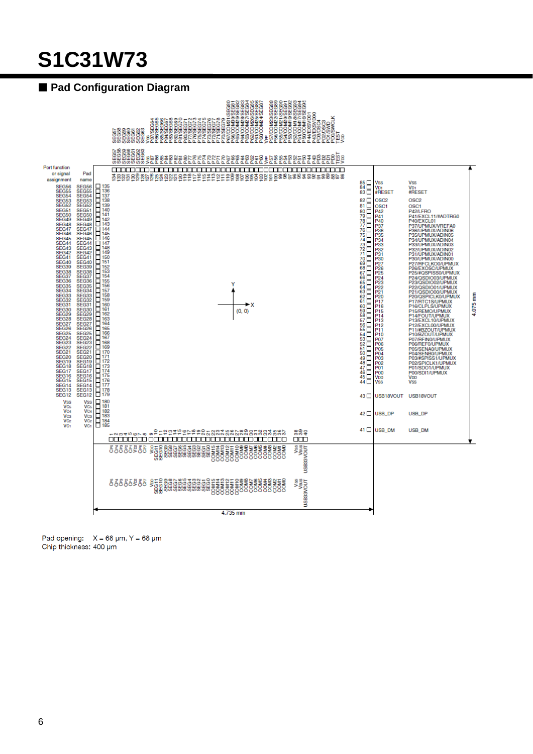# S1C31W73

## ■ Pad Configuration Diagram

| Port function or signal assignment | Pad name | Pad No. |
|---|---|---|
| SEG56 | SEG56 | 135 |
| SEG55 | SEG55 | 136 |
| SEG54 | SEG54 | 137 |
| SEG53 | SEG53 | 138 |
| SEG52 | SEG52 | 139 |
| SEG51 | SEG51 | 140 |
| SEG50 | SEG50 | 141 |
| SEG49 | SEG49 | 142 |
| SEG48 | SEG48 | 143 |
| SEG47 | SEG47 | 144 |
| SEG46 | SEG46 | 145 |
| SEG45 | SEG45 | 146 |
| SEG44 | SEG44 | 147 |
| SEG43 | SEG43 | 148 |
| SEG42 | SEG42 | 149 |
| SEG41 | SEG41 | 150 |
| SEG40 | SEG40 | 151 |
| SEG39 | SEG39 | 152 |
| SEG38 | SEG38 | 153 |
| SEG37 | SEG37 | 154 |
| SEG36 | SEG36 | 155 |
| SEG35 | SEG35 | 156 |
| SEG34 | SEG34 | 157 |
| SEG33 | SEG33 | 158 |
| SEG32 | SEG32 | 159 |
| SEG31 | SEG31 | 160 |
| SEG30 | SEG30 | 161 |
| SEG29 | SEG29 | 162 |
| SEG28 | SEG28 | 163 |
| SEG27 | SEG27 | 164 |
| SEG26 | SEG26 | 165 |
| SEG25 | SEG25 | 166 |
| SEG24 | SEG24 | 167 |
| SEG23 | SEG23 | 168 |
| SEG22 | SEG22 | 169 |
| SEG21 | SEG21 | 170 |
| SEG20 | SEG20 | 171 |
| SEG19 | SEG19 | 172 |
| SEG18 | SEG18 | 173 |
| SEG17 | SEG17 | 174 |
| SEG16 | SEG16 | 175 |
| SEG15 | SEG15 | 176 |
| SEG14 | SEG14 | 177 |
| SEG13 | SEG13 | 178 |
| SEG12 | SEG12 | 179 |
| VSS | VSS | 180 |
| VC5 | VC5 | 181 |
| VC4 | VC4 | 182 |
| VC3 | VC3 | 183 |
| VC2 | VC2 | 184 |
| VC1 | VC1 | 185 |

| Pad No. | Pad name | Port function or signal assignment |
|---|---|---|
| 85 | VSS | VSS |
| 84 | VD1 | VD1 |
| 83 | #RESET | #RESET |
| 82 | OSC2 | OSC2 |
| 81 | OSC1 | OSC1 |
| 80 | P42 | P42/LFRO |
| 79 | P41 | P41/EXCL11/#ADTRG0 |
| 78 | P40 | P40/EXCL01 |
| 77 | P37 | P37/UPMUX/VREFA0 |
| 76 | P36 | P36/UPMUX/ADIN06 |
| 75 | P35 | P35/UPMUX/ADIN05 |
| 74 | P34 | P34/UPMUX/ADIN04 |
| 73 | P33 | P33/UPMUX/ADIN03 |
| 72 | P32 | P32/UPMUX/ADIN02 |
| 71 | P31 | P31/UPMUX/ADIN01 |
| 70 | P30 | P30/UPMUX/ADIN00 |
| 69 | P27 | P27/RFCLKO0/UPMUX |
| 68 | P26 | P26/EXOSC/UPMUX |
| 67 | P25 | P25/#QSPISS0/UPMUX |
| 66 | P24 | P24/QSDIO03/UPMUX |
| 65 | P23 | P23/QSDIO02/UPMUX |
| 64 | P22 | P22/QSDIO01/UPMUX |
| 63 | P21 | P21/QSDIO00/UPMUX |
| 62 | P20 | P20/QSPICLK0/UPMUX |
| 61 | P17 | P17/RTC1S/UPMUX |
| 60 | P16 | P16/CLPLS/UPMUX |
| 59 | P15 | P15/REMO/UPMUX |
| 58 | P14 | P14/FOUT/UPMUX |
| 57 | P13 | P13/EXCL10/UPMUX |
| 56 | P12 | P12/EXCL00/UPMUX |
| 55 | P11 | P11/#BZOUT/UPMUX |
| 54 | P10 | P10/BZOUT/UPMUX |
| 53 | P07 | P07/RFIN0/UPMUX |
| 52 | P06 | P06/REF0/UPMUX |
| 51 | P05 | P05/SENA0/UPMUX |
| 50 | P04 | P04/SENB0/UPMUX |
| 49 | P03 | P03/#SPISS1/UPMUX |
| 48 | P02 | P02/SPICLK1/UPMUX |
| 47 | P01 | P01/SDO1/UPMUX |
| 46 | P00 | P00/SDI1/UPMUX |
| 45 | VDD | VDD |
| 44 | VSS | VSS |
| 43 | USB18VOUT | USB18VOUT |
| 42 | USB_DP | USB_DP |
| 41 | USB_DM | USB_DM |

| Pad No. | Pad name | Port function or signal assignment |
|---|---|---|
| 134 | SEG57 | SEG57 |
| 133 | SEG58 | SEG58 |
| 132 | SEG59 | SEG59 |
| 131 | SEG60 | SEG60 |
| 130 | SEG61 | SEG61 |
| 129 | SEG62 | SEG62 |
| 128 | SEG63 | SEG63 |
| 127 | VSS | VSS |
| 126 | P87 | P87/SEG64 |
| 125 | P86 | P86/SEG65 |
| 124 | P85 | P85/SEG66 |
| 123 | P84 | P84/SEG67 |
| 122 | P83 | P83/SEG68 |
| 121 | P82 | P82/SEG69 |
| 120 | P81 | P81/SEG70 |
| 119 | P80 | P80/SEG71 |
| 118 | P77 | P77/SEG72 |
| 117 | P76 | P76/SEG73 |
| 116 | P75 | P75/SEG74 |
| 115 | P74 | P74/SEG75 |
| 114 | P73 | P73/SEG76 |
| 113 | P72 | P72/SEG77 |
| 112 | P71 | P71/SEG78 |
| 111 | P70 | P70/SEG79 |
| 110 | P67 | P67/COM31/SEG80 |
| 109 | P66 | P66/COM30/SEG81 |
| 108 | P65 | P65/COM29/SEG82 |
| 107 | P64 | P64/COM28/SEG83 |
| 106 | P63 | P63/COM27/SEG84 |
| 105 | P62 | P62/COM26/SEG85 |
| 104 | P61 | P61/COM25/SEG86 |
| 103 | P60 | P60/COM24/SEG87 |
| 102 | VPP | VPP |
| 101 | P57 | P57/COM23/SEG88 |
| 100 | P56 | P56/COM22/SEG89 |
| 99 | P55 | P55/COM21/SEG90 |
| 98 | P54 | P54/COM20/SEG91 |
| 97 | P53 | P53/COM19/SEG92 |
| 96 | P52 | P52/COM18/SEG93 |
| 95 | P51 | P51/COM17/SEG94 |
| 94 | P50 | P50/COM16/SEG95 |
| 93 | P44 | P44/EXSVD01 |
| 92 | P43 | P43/EXSVD00 |
| 91 | P03 | P03/OSC4 |
| 90 | P02 | P02/OSC3 |
| 89 | PD1 | PD1/SWD |
| 88 | PD0 | PD0/SWCLK |
| 87 | TEST | TEST |
| 86 | VDD | VDD |

| Pad No. | Pad name | Port function or signal assignment |
|---|---|---|
| 1 | CP5 | CP5 |
| 2 | CP4 | CP4 |
| 3 | CP3 | CP3 |
| 4 | CP2 | CP2 |
| 5 | CP1 | CP1 |
| 6 | VD2 | VD2 |
| 7 | CP6 | CP6 |
| 8 | CP7 | CP7 |
| 9 | VDD | VDD |
| 10 | SEG11 | SEG11 |
| 11 | SEG10 | SEG10 |
| 12 | SEG9 | SEG9 |
| 13 | SEG8 | SEG8 |
| 14 | SEG7 | SEG7 |
| 15 | SEG6 | SEG6 |
| 16 | SEG5 | SEG5 |
| 17 | SEG4 | SEG4 |
| 18 | SEG3 | SEG3 |
| 19 | SEG2 | SEG2 |
| 20 | SEG1 | SEG1 |
| 21 | SEG0 | SEG0 |
| 22 | COM15 | COM15 |
| 23 | COM14 | COM14 |
| 24 | COM13 | COM13 |
| 25 | COM12 | COM12 |
| 26 | COM11 | COM11 |
| 27 | COM10 | COM10 |
| 28 | COM9 | COM9 |
| 29 | COM8 | COM8 |
| 30 | COM7 | COM7 |
| 31 | COM6 | COM6 |
| 32 | COM5 | COM5 |
| 33 | COM4 | COM4 |
| 34 | COM3 | COM3 |
| 35 | COM2 | COM2 |
| 36 | COM1 | COM1 |
| 37 | COM0 | COM0 |
| 38 | VSS | VSS |
| 39 | VBUS | VBUS |
| 40 | USB33VOUT | USB33VOUT |

Chip size: X = 4.735 mm, Y = 4.075 mm; origin (0, 0) at chip center.

Pad opening: X = 68 µm, Y = 68 µm

Chip thickness: 400 µm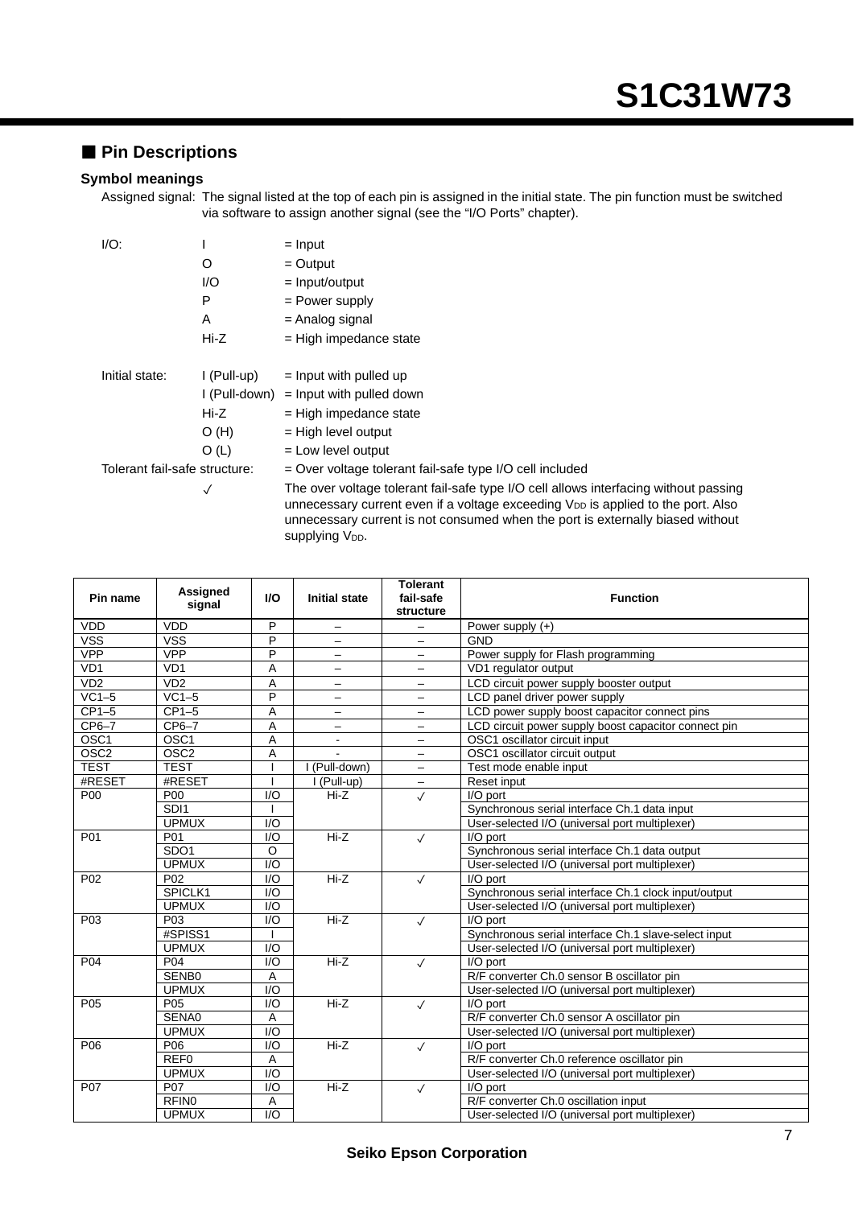## ■ Pin Descriptions

### Symbol meanings

Assigned signal: The signal listed at the top of each pin is assigned in the initial state. The pin function must be switched via software to assign another signal (see the "I/O Ports" chapter).

I/O:

- I = Input
- O = Output
- I/O = Input/output
- P = Power supply
- A = Analog signal
- Hi-Z = High impedance state

Initial state:

- I (Pull-up) = Input with pulled up
- I (Pull-down) = Input with pulled down
- Hi-Z = High impedance state
- O (H) = High level output
- O (L) = Low level output

Tolerant fail-safe structure: = Over voltage tolerant fail-safe type I/O cell included

✓ The over voltage tolerant fail-safe type I/O cell allows interfacing without passing unnecessary current even if a voltage exceeding $V_{DD}$ is applied to the port. Also unnecessary current is not consumed when the port is externally biased without supplying $V_{DD}$.

| Pin name | Assigned signal | I/O | Initial state | Tolerant fail-safe structure | Function |
|---|---|---|---|---|---|
| VDD | VDD | P | – | – | Power supply (+) |
| VSS | VSS | P | – | – | GND |
| VPP | VPP | P | – | – | Power supply for Flash programming |
| VD1 | VD1 | A | – | – | VD1 regulator output |
| VD2 | VD2 | A | – | – | LCD circuit power supply booster output |
| VC1–5 | VC1–5 | P | – | – | LCD panel driver power supply |
| CP1–5 | CP1–5 | A | – | – | LCD power supply boost capacitor connect pins |
| CP6–7 | CP6–7 | A | – | – | LCD circuit power supply boost capacitor connect pin |
| OSC1 | OSC1 | A | - | – | OSC1 oscillator circuit input |
| OSC2 | OSC2 | A | - | – | OSC1 oscillator circuit output |
| TEST | TEST | I | I (Pull-down) | – | Test mode enable input |
| #RESET | #RESET | I | I (Pull-up) | – | Reset input |
| P00 | P00 | I/O | Hi-Z | ✓ | I/O port |
| | SDI1 | I | | | Synchronous serial interface Ch.1 data input |
| | UPMUX | I/O | | | User-selected I/O (universal port multiplexer) |
| P01 | P01 | I/O | Hi-Z | ✓ | I/O port |
| | SDO1 | O | | | Synchronous serial interface Ch.1 data output |
| | UPMUX | I/O | | | User-selected I/O (universal port multiplexer) |
| P02 | P02 | I/O | Hi-Z | ✓ | I/O port |
| | SPICLK1 | I/O | | | Synchronous serial interface Ch.1 clock input/output |
| | UPMUX | I/O | | | User-selected I/O (universal port multiplexer) |
| P03 | P03 | I/O | Hi-Z | ✓ | I/O port |
| | #SPISS1 | I | | | Synchronous serial interface Ch.1 slave-select input |
| | UPMUX | I/O | | | User-selected I/O (universal port multiplexer) |
| P04 | P04 | I/O | Hi-Z | ✓ | I/O port |
| | SENB0 | A | | | R/F converter Ch.0 sensor B oscillator pin |
| | UPMUX | I/O | | | User-selected I/O (universal port multiplexer) |
| P05 | P05 | I/O | Hi-Z | ✓ | I/O port |
| | SENA0 | A | | | R/F converter Ch.0 sensor A oscillator pin |
| | UPMUX | I/O | | | User-selected I/O (universal port multiplexer) |
| P06 | P06 | I/O | Hi-Z | ✓ | I/O port |
| | REF0 | A | | | R/F converter Ch.0 reference oscillator pin |
| | UPMUX | I/O | | | User-selected I/O (universal port multiplexer) |
| P07 | P07 | I/O | Hi-Z | ✓ | I/O port |
| | RFIN0 | A | | | R/F converter Ch.0 oscillation input |
| | UPMUX | I/O | | | User-selected I/O (universal port multiplexer) |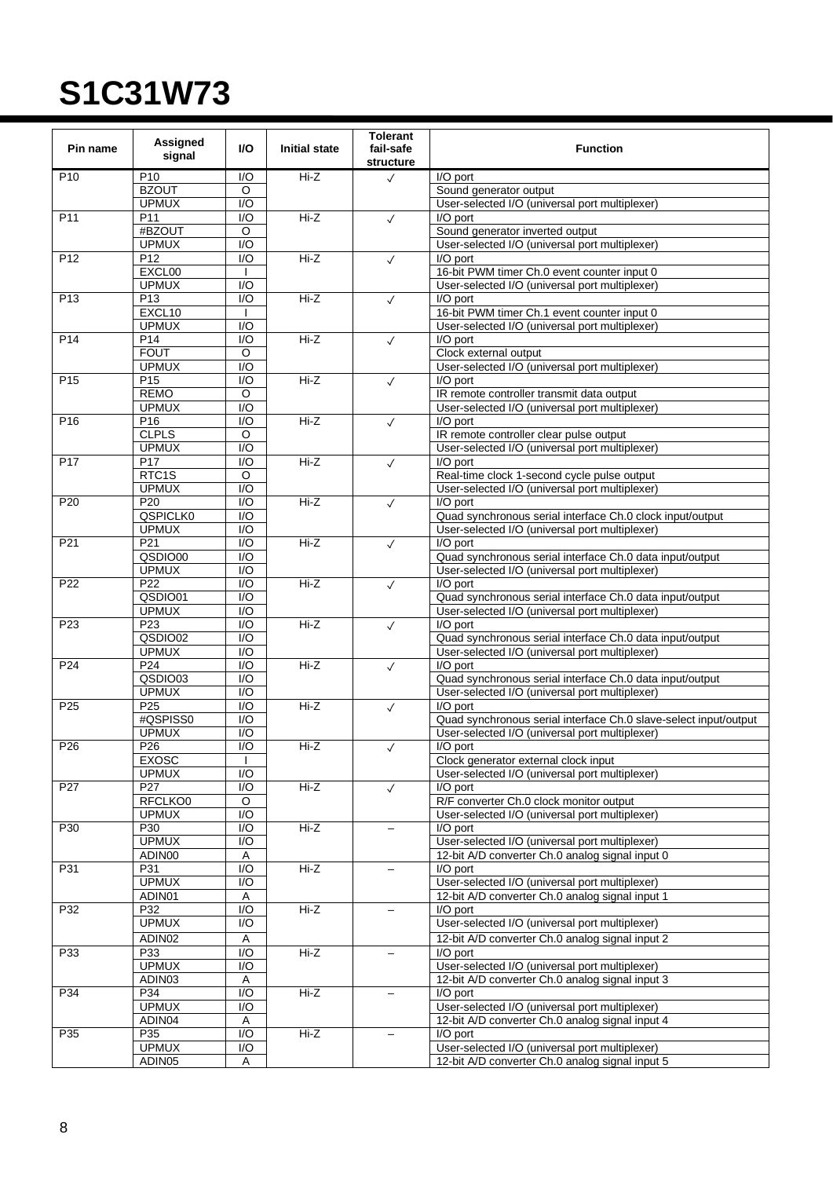# S1C31W73

| Pin name | Assigned signal | I/O | Initial state | Tolerant fail-safe structure | Function |
|---|---|---|---|---|---|
| P10 | P10 | I/O | Hi-Z | ✓ | I/O port |
| | BZOUT | O | | | Sound generator output |
| | UPMUX | I/O | | | User-selected I/O (universal port multiplexer) |
| P11 | P11 | I/O | Hi-Z | ✓ | I/O port |
| | #BZOUT | O | | | Sound generator inverted output |
| | UPMUX | I/O | | | User-selected I/O (universal port multiplexer) |
| P12 | P12 | I/O | Hi-Z | ✓ | I/O port |
| | EXCL00 | I | | | 16-bit PWM timer Ch.0 event counter input 0 |
| | UPMUX | I/O | | | User-selected I/O (universal port multiplexer) |
| P13 | P13 | I/O | Hi-Z | ✓ | I/O port |
| | EXCL10 | I | | | 16-bit PWM timer Ch.1 event counter input 0 |
| | UPMUX | I/O | | | User-selected I/O (universal port multiplexer) |
| P14 | P14 | I/O | Hi-Z | ✓ | I/O port |
| | FOUT | O | | | Clock external output |
| | UPMUX | I/O | | | User-selected I/O (universal port multiplexer) |
| P15 | P15 | I/O | Hi-Z | ✓ | I/O port |
| | REMO | O | | | IR remote controller transmit data output |
| | UPMUX | I/O | | | User-selected I/O (universal port multiplexer) |
| P16 | P16 | I/O | Hi-Z | ✓ | I/O port |
| | CLPLS | O | | | IR remote controller clear pulse output |
| | UPMUX | I/O | | | User-selected I/O (universal port multiplexer) |
| P17 | P17 | I/O | Hi-Z | ✓ | I/O port |
| | RTC1S | O | | | Real-time clock 1-second cycle pulse output |
| | UPMUX | I/O | | | User-selected I/O (universal port multiplexer) |
| P20 | P20 | I/O | Hi-Z | ✓ | I/O port |
| | QSPICLK0 | I/O | | | Quad synchronous serial interface Ch.0 clock input/output |
| | UPMUX | I/O | | | User-selected I/O (universal port multiplexer) |
| P21 | P21 | I/O | Hi-Z | ✓ | I/O port |
| | QSDIO00 | I/O | | | Quad synchronous serial interface Ch.0 data input/output |
| | UPMUX | I/O | | | User-selected I/O (universal port multiplexer) |
| P22 | P22 | I/O | Hi-Z | ✓ | I/O port |
| | QSDIO01 | I/O | | | Quad synchronous serial interface Ch.0 data input/output |
| | UPMUX | I/O | | | User-selected I/O (universal port multiplexer) |
| P23 | P23 | I/O | Hi-Z | ✓ | I/O port |
| | QSDIO02 | I/O | | | Quad synchronous serial interface Ch.0 data input/output |
| | UPMUX | I/O | | | User-selected I/O (universal port multiplexer) |
| P24 | P24 | I/O | Hi-Z | ✓ | I/O port |
| | QSDIO03 | I/O | | | Quad synchronous serial interface Ch.0 data input/output |
| | UPMUX | I/O | | | User-selected I/O (universal port multiplexer) |
| P25 | P25 | I/O | Hi-Z | ✓ | I/O port |
| | #QSPISS0 | I/O | | | Quad synchronous serial interface Ch.0 slave-select input/output |
| | UPMUX | I/O | | | User-selected I/O (universal port multiplexer) |
| P26 | P26 | I/O | Hi-Z | ✓ | I/O port |
| | EXOSC | I | | | Clock generator external clock input |
| | UPMUX | I/O | | | User-selected I/O (universal port multiplexer) |
| P27 | P27 | I/O | Hi-Z | ✓ | I/O port |
| | RFCLKO0 | O | | | R/F converter Ch.0 clock monitor output |
| | UPMUX | I/O | | | User-selected I/O (universal port multiplexer) |
| P30 | P30 | I/O | Hi-Z | – | I/O port |
| | UPMUX | I/O | | | User-selected I/O (universal port multiplexer) |
| | ADIN00 | A | | | 12-bit A/D converter Ch.0 analog signal input 0 |
| P31 | P31 | I/O | Hi-Z | – | I/O port |
| | UPMUX | I/O | | | User-selected I/O (universal port multiplexer) |
| | ADIN01 | A | | | 12-bit A/D converter Ch.0 analog signal input 1 |
| P32 | P32 | I/O | Hi-Z | – | I/O port |
| | UPMUX | I/O | | | User-selected I/O (universal port multiplexer) |
| | ADIN02 | A | | | 12-bit A/D converter Ch.0 analog signal input 2 |
| P33 | P33 | I/O | Hi-Z | – | I/O port |
| | UPMUX | I/O | | | User-selected I/O (universal port multiplexer) |
| | ADIN03 | A | | | 12-bit A/D converter Ch.0 analog signal input 3 |
| P34 | P34 | I/O | Hi-Z | – | I/O port |
| | UPMUX | I/O | | | User-selected I/O (universal port multiplexer) |
| | ADIN04 | A | | | 12-bit A/D converter Ch.0 analog signal input 4 |
| P35 | P35 | I/O | Hi-Z | – | I/O port |
| | UPMUX | I/O | | | User-selected I/O (universal port multiplexer) |
| | ADIN05 | A | | | 12-bit A/D converter Ch.0 analog signal input 5 |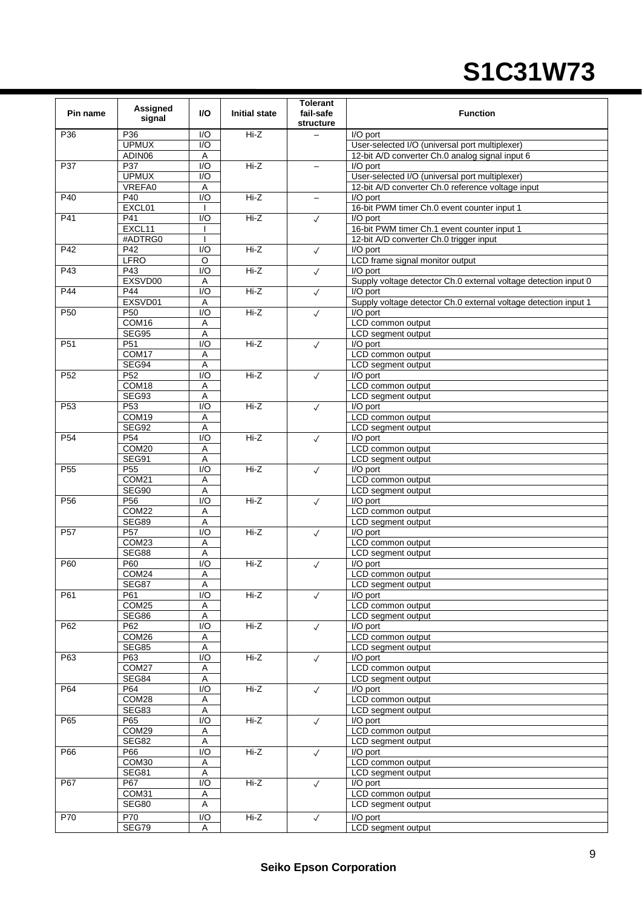| Pin name | Assigned signal | I/O | Initial state | Tolerant fail-safe structure | Function |
|---|---|---|---|---|---|
| P36 | P36 | I/O | Hi-Z | – | I/O port |
| | UPMUX | I/O | | | User-selected I/O (universal port multiplexer) |
| | ADIN06 | A | | | 12-bit A/D converter Ch.0 analog signal input 6 |
| P37 | P37 | I/O | Hi-Z | – | I/O port |
| | UPMUX | I/O | | | User-selected I/O (universal port multiplexer) |
| | VREFA0 | A | | | 12-bit A/D converter Ch.0 reference voltage input |
| P40 | P40 | I/O | Hi-Z | – | I/O port |
| | EXCL01 | I | | | 16-bit PWM timer Ch.0 event counter input 1 |
| P41 | P41 | I/O | Hi-Z | ✓ | I/O port |
| | EXCL11 | I | | | 16-bit PWM timer Ch.1 event counter input 1 |
| | #ADTRG0 | I | | | 12-bit A/D converter Ch.0 trigger input |
| P42 | P42 | I/O | Hi-Z | ✓ | I/O port |
| | LFRO | O | | | LCD frame signal monitor output |
| P43 | P43 | I/O | Hi-Z | ✓ | I/O port |
| | EXSVD00 | A | | | Supply voltage detector Ch.0 external voltage detection input 0 |
| P44 | P44 | I/O | Hi-Z | ✓ | I/O port |
| | EXSVD01 | A | | | Supply voltage detector Ch.0 external voltage detection input 1 |
| P50 | P50 | I/O | Hi-Z | ✓ | I/O port |
| | COM16 | A | | | LCD common output |
| | SEG95 | A | | | LCD segment output |
| P51 | P51 | I/O | Hi-Z | ✓ | I/O port |
| | COM17 | A | | | LCD common output |
| | SEG94 | A | | | LCD segment output |
| P52 | P52 | I/O | Hi-Z | ✓ | I/O port |
| | COM18 | A | | | LCD common output |
| | SEG93 | A | | | LCD segment output |
| P53 | P53 | I/O | Hi-Z | ✓ | I/O port |
| | COM19 | A | | | LCD common output |
| | SEG92 | A | | | LCD segment output |
| P54 | P54 | I/O | Hi-Z | ✓ | I/O port |
| | COM20 | A | | | LCD common output |
| | SEG91 | A | | | LCD segment output |
| P55 | P55 | I/O | Hi-Z | ✓ | I/O port |
| | COM21 | A | | | LCD common output |
| | SEG90 | A | | | LCD segment output |
| P56 | P56 | I/O | Hi-Z | ✓ | I/O port |
| | COM22 | A | | | LCD common output |
| | SEG89 | A | | | LCD segment output |
| P57 | P57 | I/O | Hi-Z | ✓ | I/O port |
| | COM23 | A | | | LCD common output |
| | SEG88 | A | | | LCD segment output |
| P60 | P60 | I/O | Hi-Z | ✓ | I/O port |
| | COM24 | A | | | LCD common output |
| | SEG87 | A | | | LCD segment output |
| P61 | P61 | I/O | Hi-Z | ✓ | I/O port |
| | COM25 | A | | | LCD common output |
| | SEG86 | A | | | LCD segment output |
| P62 | P62 | I/O | Hi-Z | ✓ | I/O port |
| | COM26 | A | | | LCD common output |
| | SEG85 | A | | | LCD segment output |
| P63 | P63 | I/O | Hi-Z | ✓ | I/O port |
| | COM27 | A | | | LCD common output |
| | SEG84 | A | | | LCD segment output |
| P64 | P64 | I/O | Hi-Z | ✓ | I/O port |
| | COM28 | A | | | LCD common output |
| | SEG83 | A | | | LCD segment output |
| P65 | P65 | I/O | Hi-Z | ✓ | I/O port |
| | COM29 | A | | | LCD common output |
| | SEG82 | A | | | LCD segment output |
| P66 | P66 | I/O | Hi-Z | ✓ | I/O port |
| | COM30 | A | | | LCD common output |
| | SEG81 | A | | | LCD segment output |
| P67 | P67 | I/O | Hi-Z | ✓ | I/O port |
| | COM31 | A | | | LCD common output |
| | SEG80 | A | | | LCD segment output |
| P70 | P70 | I/O | Hi-Z | ✓ | I/O port |
| | SEG79 | A | | | LCD segment output |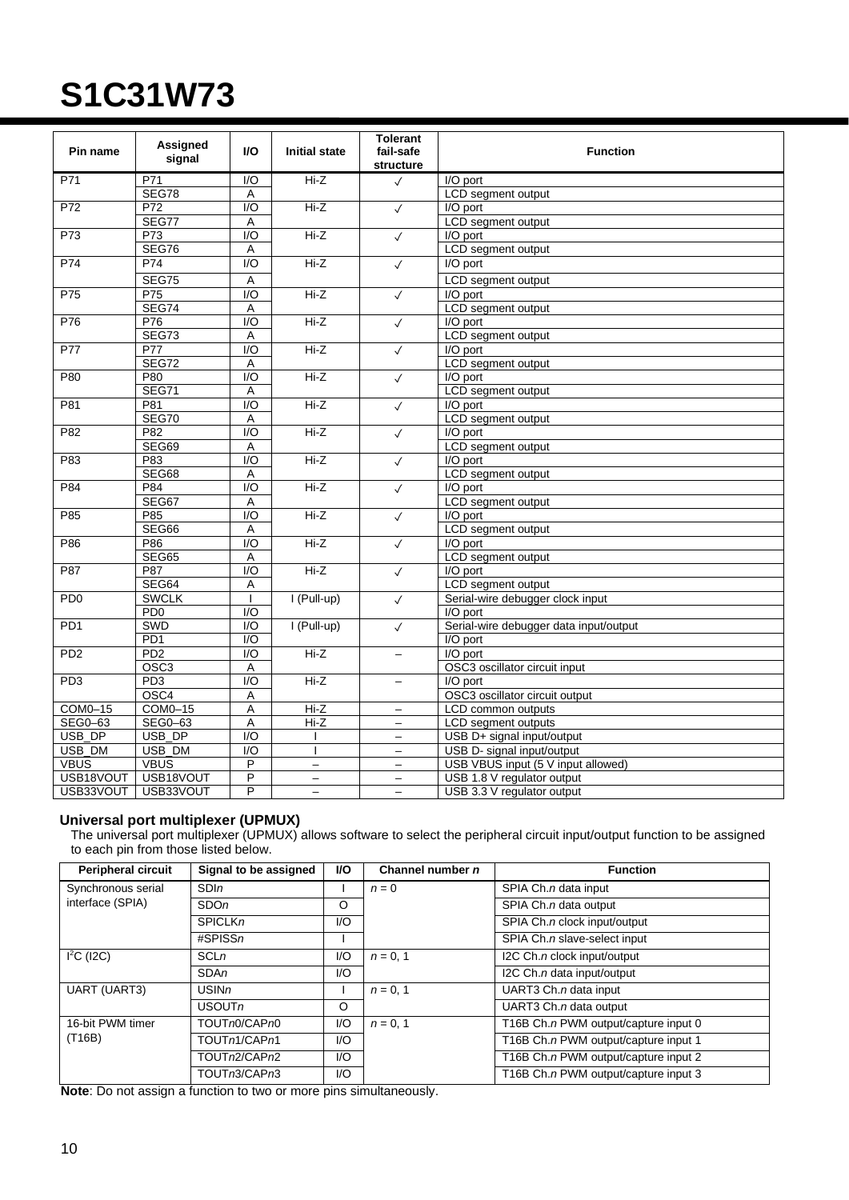# S1C31W73

| Pin name | Assigned signal | I/O | Initial state | Tolerant fail-safe structure | Function |
|---|---|---|---|---|---|
| P71 | P71 | I/O | Hi-Z | ✓ | I/O port |
| | SEG78 | A | | | LCD segment output |
| P72 | P72 | I/O | Hi-Z | ✓ | I/O port |
| | SEG77 | A | | | LCD segment output |
| P73 | P73 | I/O | Hi-Z | ✓ | I/O port |
| | SEG76 | A | | | LCD segment output |
| P74 | P74 | I/O | Hi-Z | ✓ | I/O port |
| | SEG75 | A | | | LCD segment output |
| P75 | P75 | I/O | Hi-Z | ✓ | I/O port |
| | SEG74 | A | | | LCD segment output |
| P76 | P76 | I/O | Hi-Z | ✓ | I/O port |
| | SEG73 | A | | | LCD segment output |
| P77 | P77 | I/O | Hi-Z | ✓ | I/O port |
| | SEG72 | A | | | LCD segment output |
| P80 | P80 | I/O | Hi-Z | ✓ | I/O port |
| | SEG71 | A | | | LCD segment output |
| P81 | P81 | I/O | Hi-Z | ✓ | I/O port |
| | SEG70 | A | | | LCD segment output |
| P82 | P82 | I/O | Hi-Z | ✓ | I/O port |
| | SEG69 | A | | | LCD segment output |
| P83 | P83 | I/O | Hi-Z | ✓ | I/O port |
| | SEG68 | A | | | LCD segment output |
| P84 | P84 | I/O | Hi-Z | ✓ | I/O port |
| | SEG67 | A | | | LCD segment output |
| P85 | P85 | I/O | Hi-Z | ✓ | I/O port |
| | SEG66 | A | | | LCD segment output |
| P86 | P86 | I/O | Hi-Z | ✓ | I/O port |
| | SEG65 | A | | | LCD segment output |
| P87 | P87 | I/O | Hi-Z | ✓ | I/O port |
| | SEG64 | A | | | LCD segment output |
| PD0 | SWCLK | I | I (Pull-up) | ✓ | Serial-wire debugger clock input |
| | PD0 | I/O | | | I/O port |
| PD1 | SWD | I/O | I (Pull-up) | ✓ | Serial-wire debugger data input/output |
| | PD1 | I/O | | | I/O port |
| PD2 | PD2 | I/O | Hi-Z | – | I/O port |
| | OSC3 | A | | | OSC3 oscillator circuit input |
| PD3 | PD3 | I/O | Hi-Z | – | I/O port |
| | OSC4 | A | | | OSC3 oscillator circuit output |
| COM0–15 | COM0–15 | A | Hi-Z | – | LCD common outputs |
| SEG0–63 | SEG0–63 | A | Hi-Z | – | LCD segment outputs |
| USB_DP | USB_DP | I/O | I | – | USB D+ signal input/output |
| USB_DM | USB_DM | I/O | I | – | USB D- signal input/output |
| VBUS | VBUS | P | – | – | USB VBUS input (5 V input allowed) |
| USB18VOUT | USB18VOUT | P | – | – | USB 1.8 V regulator output |
| USB33VOUT | USB33VOUT | P | – | – | USB 3.3 V regulator output |

**Universal port multiplexer (UPMUX)**

The universal port multiplexer (UPMUX) allows software to select the peripheral circuit input/output function to be assigned to each pin from those listed below.

| Peripheral circuit | Signal to be assigned | I/O | Channel number *n* | Function |
|---|---|---|---|---|
| Synchronous serial interface (SPIA) | SDI*n* | I | *n* = 0 | SPIA Ch.*n* data input |
| | SDO*n* | O | | SPIA Ch.*n* data output |
| | SPICLK*n* | I/O | | SPIA Ch.*n* clock input/output |
| | #SPISS*n* | I | | SPIA Ch.*n* slave-select input |
| $I^2C$ (I2C) | SCL*n* | I/O | *n* = 0, 1 | I2C Ch.*n* clock input/output |
| | SDA*n* | I/O | | I2C Ch.*n* data input/output |
| UART (UART3) | USIN*n* | I | *n* = 0, 1 | UART3 Ch.*n* data input |
| | USOUT*n* | O | | UART3 Ch.*n* data output |
| 16-bit PWM timer (T16B) | TOUT*n*0/CAP*n*0 | I/O | *n* = 0, 1 | T16B Ch.*n* PWM output/capture input 0 |
| | TOUT*n*1/CAP*n*1 | I/O | | T16B Ch.*n* PWM output/capture input 1 |
| | TOUT*n*2/CAP*n*2 | I/O | | T16B Ch.*n* PWM output/capture input 2 |
| | TOUT*n*3/CAP*n*3 | I/O | | T16B Ch.*n* PWM output/capture input 3 |

**Note**: Do not assign a function to two or more pins simultaneously.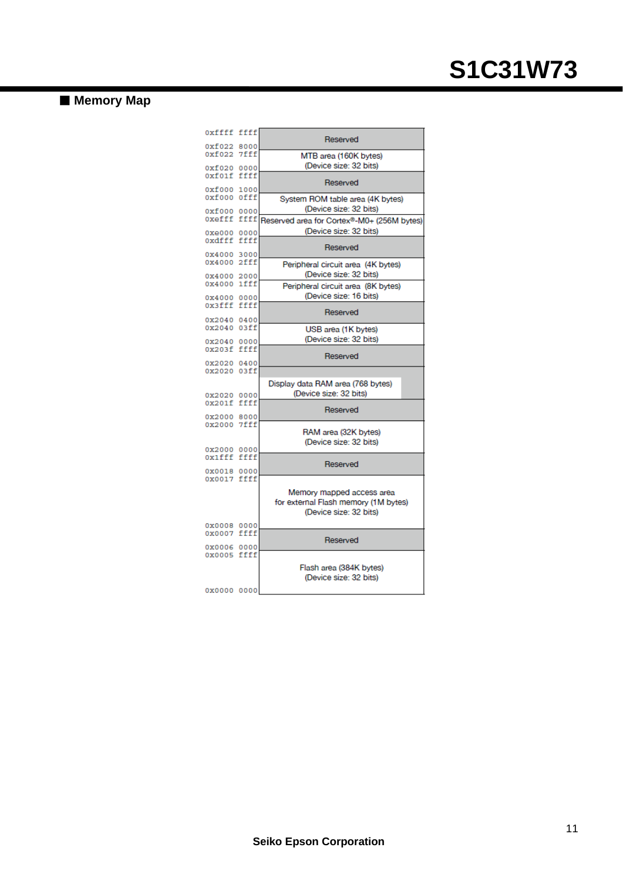## ■ Memory Map

| Address range | Area |
|---|---|
| 0xffff ffff – 0xf022 8000 | Reserved |
| 0xf022 7fff – 0xf020 0000 | MTB area (160K bytes) (Device size: 32 bits) |
| 0xf01f ffff – 0xf000 1000 | Reserved |
| 0xf000 0fff – 0xf000 0000 | System ROM table area (4K bytes) (Device size: 32 bits) |
| 0xefff ffff – 0xe000 0000 | Reserved area for Cortex®-M0+ (256M bytes) (Device size: 32 bits) |
| 0xdfff ffff – 0x4000 3000 | Reserved |
| 0x4000 2fff – 0x4000 2000 | Peripheral circuit area (4K bytes) (Device size: 32 bits) |
| 0x4000 1fff – 0x4000 0000 | Peripheral circuit area (8K bytes) (Device size: 16 bits) |
| 0x3fff ffff – 0x2040 0400 | Reserved |
| 0x2040 03ff – 0x2040 0000 | USB area (1K bytes) (Device size: 32 bits) |
| 0x203f ffff – 0x2020 0400 | Reserved |
| 0x2020 03ff – 0x2020 0000 | Display data RAM area (768 bytes) (Device size: 32 bits) |
| 0x201f ffff – 0x2000 8000 | Reserved |
| 0x2000 7fff – 0x2000 0000 | RAM area (32K bytes) (Device size: 32 bits) |
| 0x1fff ffff – 0x0018 0000 | Reserved |
| 0x0017 ffff – 0x0008 0000 | Memory mapped access area for external Flash memory (1M bytes) (Device size: 32 bits) |
| 0x0007 ffff – 0x0006 0000 | Reserved |
| 0x0005 ffff – 0x0000 0000 | Flash area (384K bytes) (Device size: 32 bits) |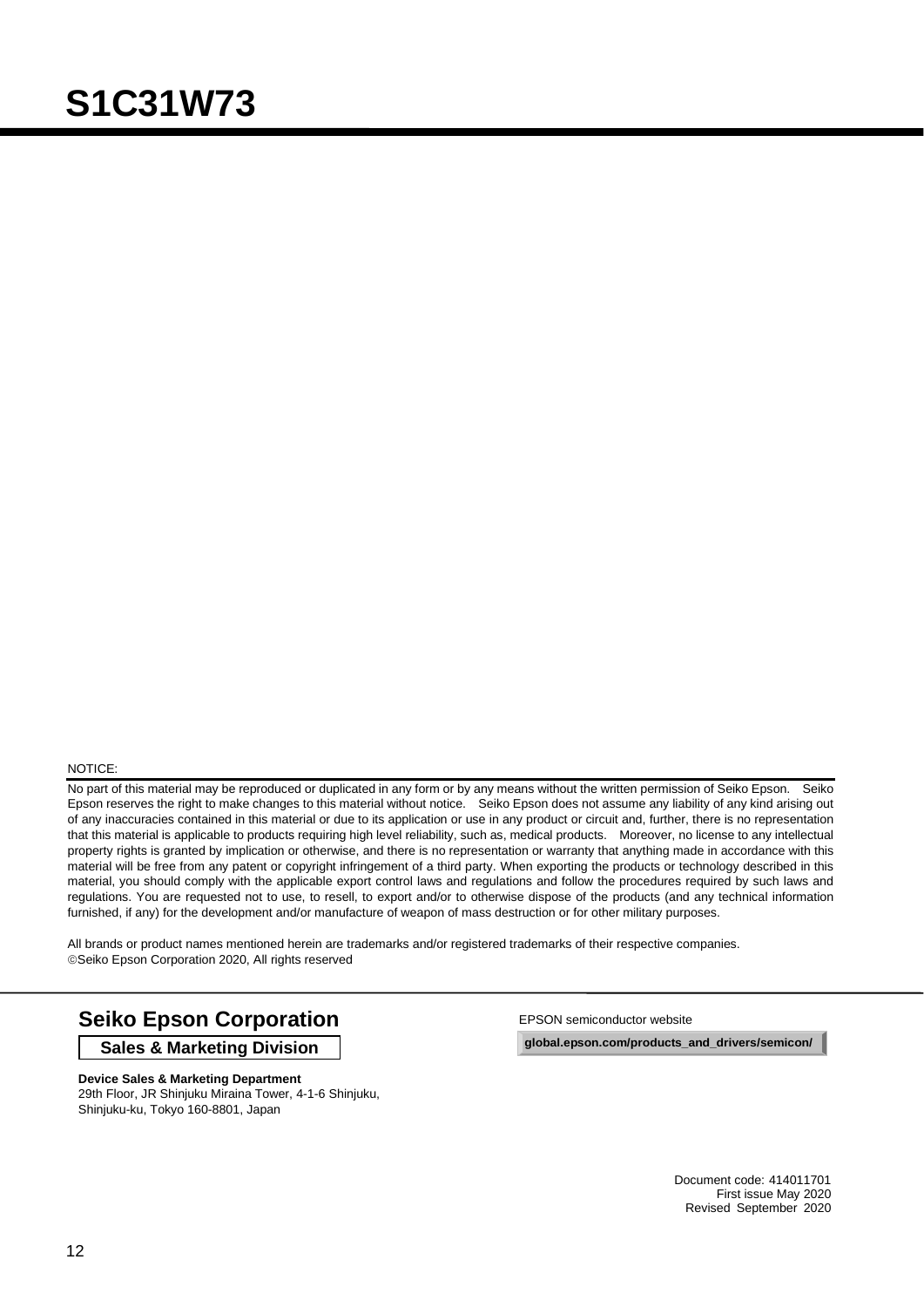# S1C31W73

NOTICE:

No part of this material may be reproduced or duplicated in any form or by any means without the written permission of Seiko Epson. Seiko Epson reserves the right to make changes to this material without notice. Seiko Epson does not assume any liability of any kind arising out of any inaccuracies contained in this material or due to its application or use in any product or circuit and, further, there is no representation that this material is applicable to products requiring high level reliability, such as, medical products. Moreover, no license to any intellectual property rights is granted by implication or otherwise, and there is no representation or warranty that anything made in accordance with this material will be free from any patent or copyright infringement of a third party. When exporting the products or technology described in this material, you should comply with the applicable export control laws and regulations and follow the procedures required by such laws and regulations. You are requested not to use, to resell, to export and/or to otherwise dispose of the products (and any technical information furnished, if any) for the development and/or manufacture of weapon of mass destruction or for other military purposes.

All brands or product names mentioned herein are trademarks and/or registered trademarks of their respective companies.
©Seiko Epson Corporation 2020, All rights reserved

## Seiko Epson Corporation

**Sales & Marketing Division**

**Device Sales & Marketing Department**
29th Floor, JR Shinjuku Miraina Tower, 4-1-6 Shinjuku,
Shinjuku-ku, Tokyo 160-8801, Japan

EPSON semiconductor website

**global.epson.com/products_and_drivers/semicon/**

Document code: 414011701
First issue May 2020
Revised September 2020